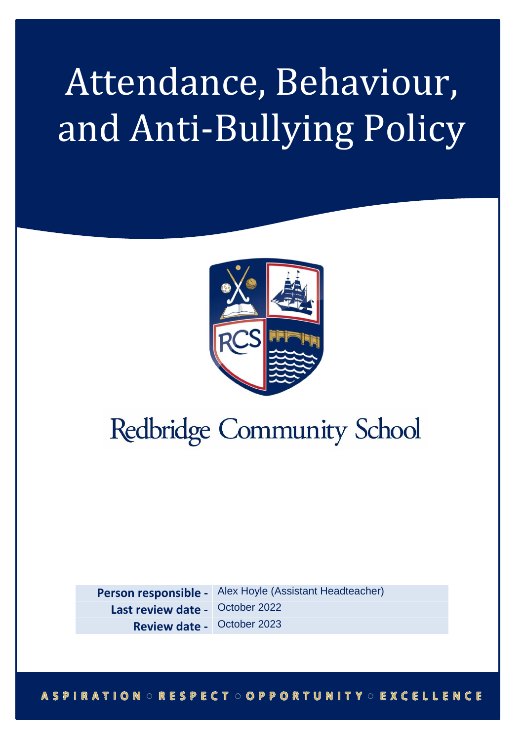# Attendance, Behaviour, and Anti-Bullying Policy

Redbridge Community School

| Person responsible - | Alex Hoyle (Assistant Headteacher) |
|---|---|
| Last review date - | October 2022 |
| Review date - | October 2023 |

ASPIRATION ○ RESPECT ○ OPPORTUNITY ○ EXCELLENCE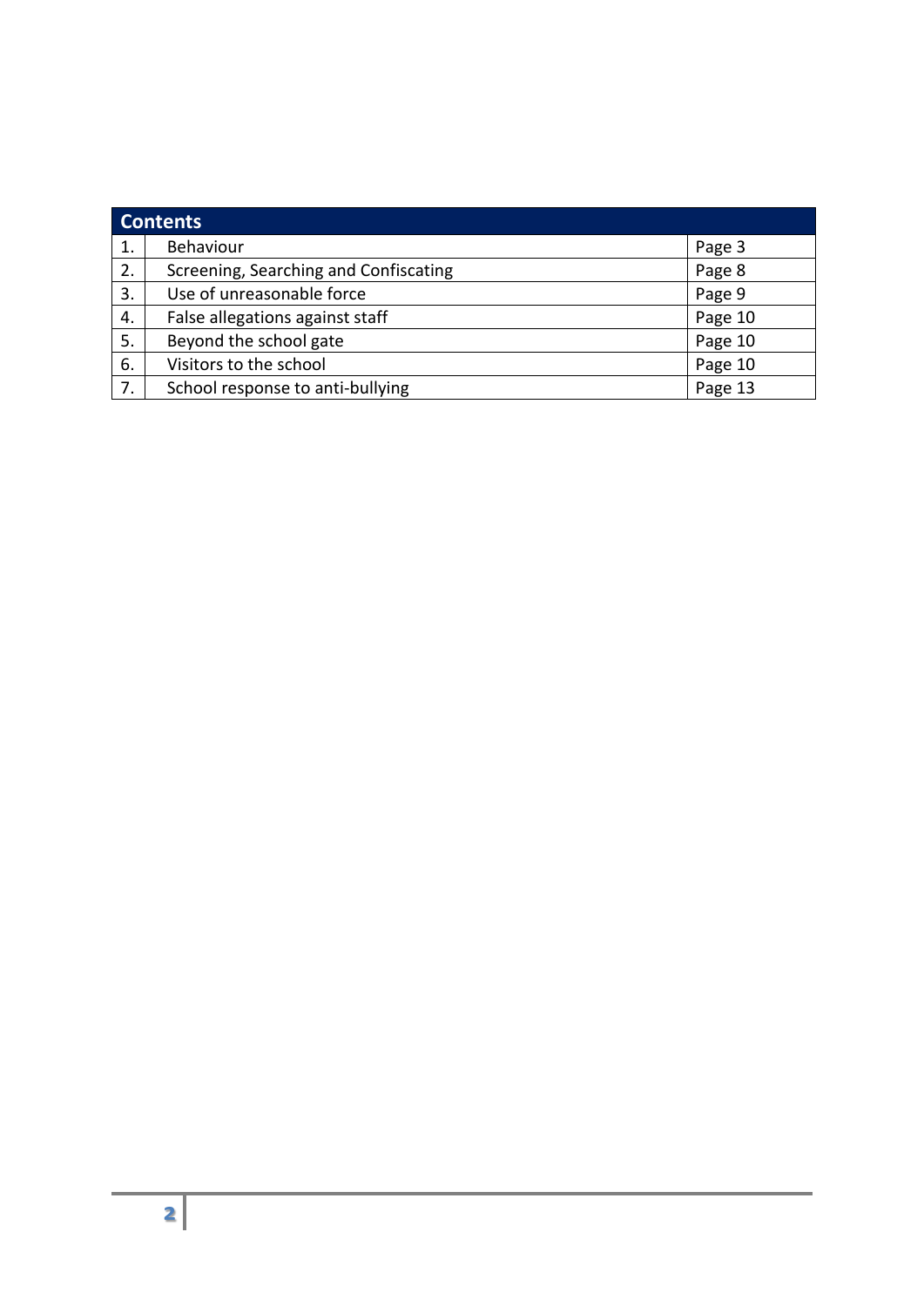| Contents | | |
|---|---|---|
| 1. | Behaviour | Page 3 |
| 2. | Screening, Searching and Confiscating | Page 8 |
| 3. | Use of unreasonable force | Page 9 |
| 4. | False allegations against staff | Page 10 |
| 5. | Beyond the school gate | Page 10 |
| 6. | Visitors to the school | Page 10 |
| 7. | School response to anti-bullying | Page 13 |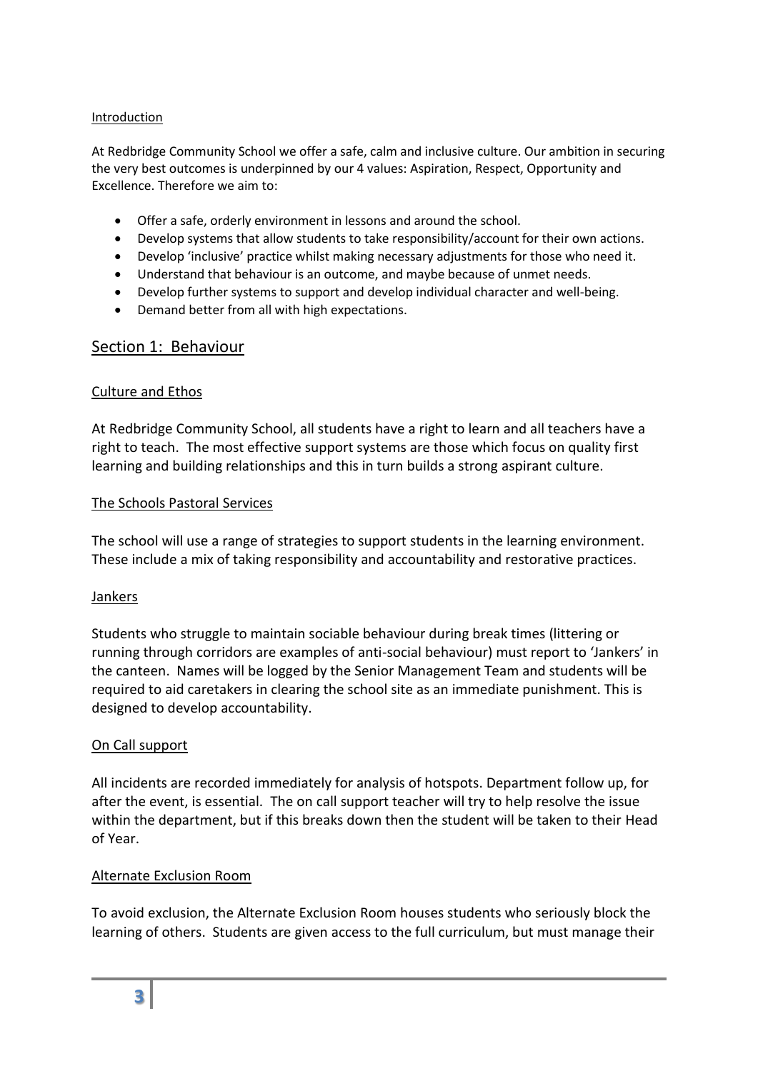Introduction

At Redbridge Community School we offer a safe, calm and inclusive culture. Our ambition in securing the very best outcomes is underpinned by our 4 values: Aspiration, Respect, Opportunity and Excellence. Therefore we aim to:

- Offer a safe, orderly environment in lessons and around the school.
- Develop systems that allow students to take responsibility/account for their own actions.
- Develop 'inclusive' practice whilst making necessary adjustments for those who need it.
- Understand that behaviour is an outcome, and maybe because of unmet needs.
- Develop further systems to support and develop individual character and well-being.
- Demand better from all with high expectations.

## Section 1: Behaviour

### Culture and Ethos

At Redbridge Community School, all students have a right to learn and all teachers have a right to teach. The most effective support systems are those which focus on quality first learning and building relationships and this in turn builds a strong aspirant culture.

### The Schools Pastoral Services

The school will use a range of strategies to support students in the learning environment. These include a mix of taking responsibility and accountability and restorative practices.

### Jankers

Students who struggle to maintain sociable behaviour during break times (littering or running through corridors are examples of anti-social behaviour) must report to 'Jankers' in the canteen. Names will be logged by the Senior Management Team and students will be required to aid caretakers in clearing the school site as an immediate punishment. This is designed to develop accountability.

### On Call support

All incidents are recorded immediately for analysis of hotspots. Department follow up, for after the event, is essential. The on call support teacher will try to help resolve the issue within the department, but if this breaks down then the student will be taken to their Head of Year.

### Alternate Exclusion Room

To avoid exclusion, the Alternate Exclusion Room houses students who seriously block the learning of others. Students are given access to the full curriculum, but must manage their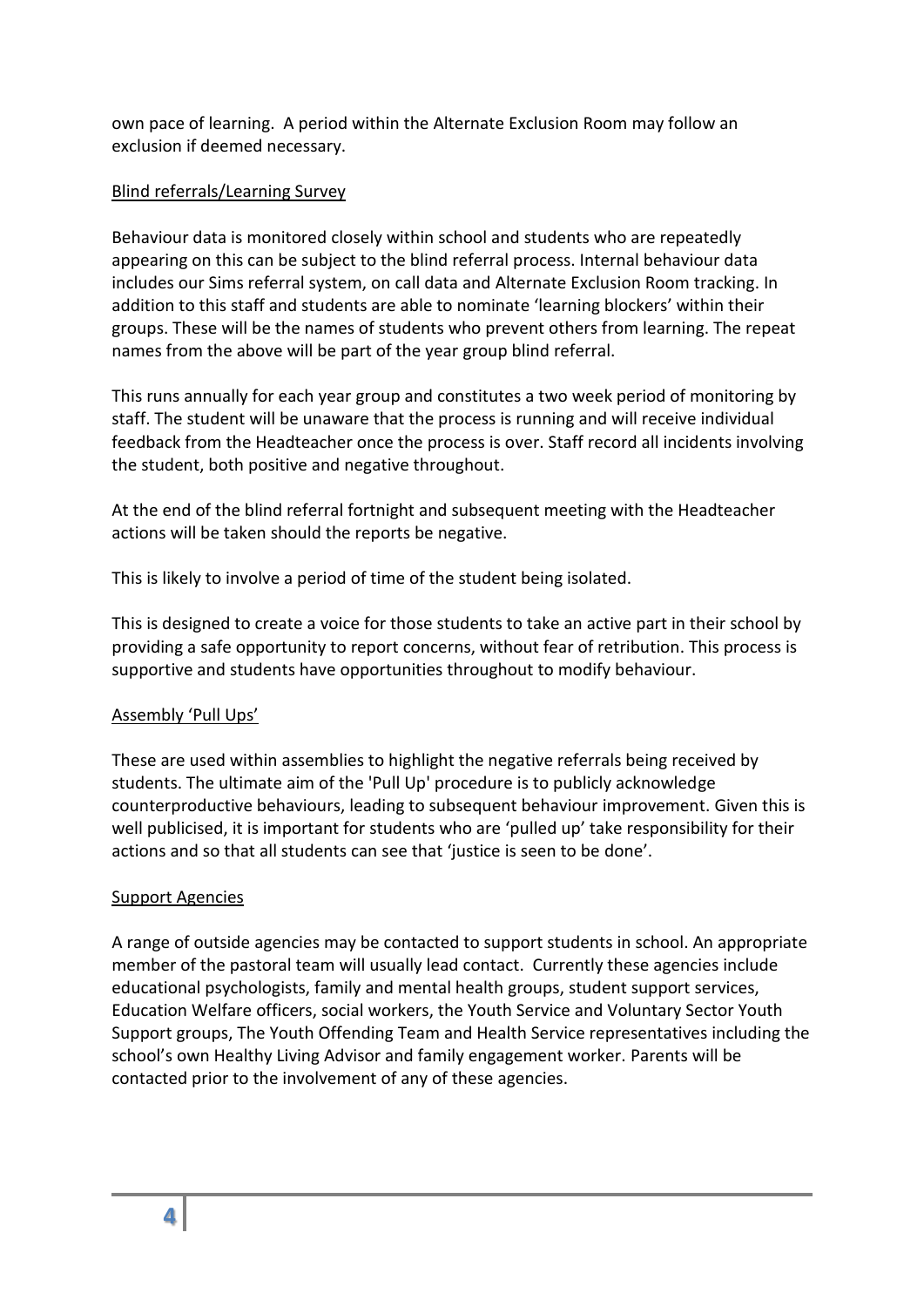own pace of learning.  A period within the Alternate Exclusion Room may follow an exclusion if deemed necessary.

<u>Blind referrals/Learning Survey</u>

Behaviour data is monitored closely within school and students who are repeatedly appearing on this can be subject to the blind referral process. Internal behaviour data includes our Sims referral system, on call data and Alternate Exclusion Room tracking. In addition to this staff and students are able to nominate 'learning blockers' within their groups. These will be the names of students who prevent others from learning. The repeat names from the above will be part of the year group blind referral.

This runs annually for each year group and constitutes a two week period of monitoring by staff. The student will be unaware that the process is running and will receive individual feedback from the Headteacher once the process is over. Staff record all incidents involving the student, both positive and negative throughout.

At the end of the blind referral fortnight and subsequent meeting with the Headteacher actions will be taken should the reports be negative.

This is likely to involve a period of time of the student being isolated.

This is designed to create a voice for those students to take an active part in their school by providing a safe opportunity to report concerns, without fear of retribution. This process is supportive and students have opportunities throughout to modify behaviour.

<u>Assembly 'Pull Ups'</u>

These are used within assemblies to highlight the negative referrals being received by students. The ultimate aim of the 'Pull Up' procedure is to publicly acknowledge counterproductive behaviours, leading to subsequent behaviour improvement. Given this is well publicised, it is important for students who are 'pulled up' take responsibility for their actions and so that all students can see that 'justice is seen to be done'.

<u>Support Agencies</u>

A range of outside agencies may be contacted to support students in school. An appropriate member of the pastoral team will usually lead contact.  Currently these agencies include educational psychologists, family and mental health groups, student support services, Education Welfare officers, social workers, the Youth Service and Voluntary Sector Youth Support groups, The Youth Offending Team and Health Service representatives including the school's own Healthy Living Advisor and family engagement worker. Parents will be contacted prior to the involvement of any of these agencies.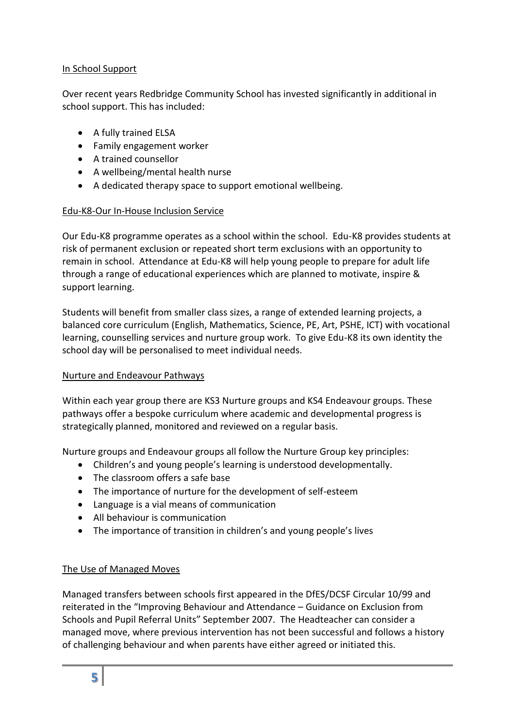## In School Support

Over recent years Redbridge Community School has invested significantly in additional in school support. This has included:

- A fully trained ELSA
- Family engagement worker
- A trained counsellor
- A wellbeing/mental health nurse
- A dedicated therapy space to support emotional wellbeing.

## Edu-K8-Our In-House Inclusion Service

Our Edu-K8 programme operates as a school within the school. Edu-K8 provides students at risk of permanent exclusion or repeated short term exclusions with an opportunity to remain in school. Attendance at Edu-K8 will help young people to prepare for adult life through a range of educational experiences which are planned to motivate, inspire & support learning.

Students will benefit from smaller class sizes, a range of extended learning projects, a balanced core curriculum (English, Mathematics, Science, PE, Art, PSHE, ICT) with vocational learning, counselling services and nurture group work. To give Edu-K8 its own identity the school day will be personalised to meet individual needs.

## Nurture and Endeavour Pathways

Within each year group there are KS3 Nurture groups and KS4 Endeavour groups. These pathways offer a bespoke curriculum where academic and developmental progress is strategically planned, monitored and reviewed on a regular basis.

Nurture groups and Endeavour groups all follow the Nurture Group key principles:

- Children's and young people's learning is understood developmentally.
- The classroom offers a safe base
- The importance of nurture for the development of self-esteem
- Language is a vial means of communication
- All behaviour is communication
- The importance of transition in children's and young people's lives

## The Use of Managed Moves

Managed transfers between schools first appeared in the DfES/DCSF Circular 10/99 and reiterated in the "Improving Behaviour and Attendance – Guidance on Exclusion from Schools and Pupil Referral Units" September 2007. The Headteacher can consider a managed move, where previous intervention has not been successful and follows a history of challenging behaviour and when parents have either agreed or initiated this.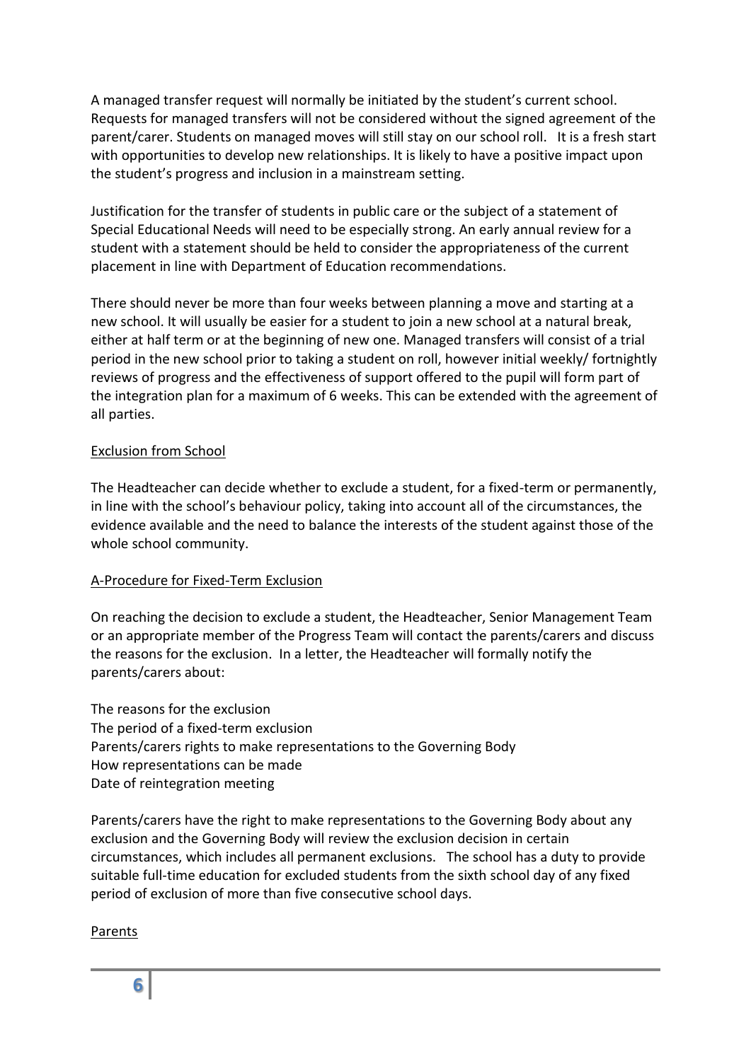A managed transfer request will normally be initiated by the student's current school. Requests for managed transfers will not be considered without the signed agreement of the parent/carer. Students on managed moves will still stay on our school roll. It is a fresh start with opportunities to develop new relationships. It is likely to have a positive impact upon the student's progress and inclusion in a mainstream setting.

Justification for the transfer of students in public care or the subject of a statement of Special Educational Needs will need to be especially strong. An early annual review for a student with a statement should be held to consider the appropriateness of the current placement in line with Department of Education recommendations.

There should never be more than four weeks between planning a move and starting at a new school. It will usually be easier for a student to join a new school at a natural break, either at half term or at the beginning of new one. Managed transfers will consist of a trial period in the new school prior to taking a student on roll, however initial weekly/ fortnightly reviews of progress and the effectiveness of support offered to the pupil will form part of the integration plan for a maximum of 6 weeks. This can be extended with the agreement of all parties.

<u>Exclusion from School</u>

The Headteacher can decide whether to exclude a student, for a fixed-term or permanently, in line with the school's behaviour policy, taking into account all of the circumstances, the evidence available and the need to balance the interests of the student against those of the whole school community.

<u>A-Procedure for Fixed-Term Exclusion</u>

On reaching the decision to exclude a student, the Headteacher, Senior Management Team or an appropriate member of the Progress Team will contact the parents/carers and discuss the reasons for the exclusion. In a letter, the Headteacher will formally notify the parents/carers about:

The reasons for the exclusion
The period of a fixed-term exclusion
Parents/carers rights to make representations to the Governing Body
How representations can be made
Date of reintegration meeting

Parents/carers have the right to make representations to the Governing Body about any exclusion and the Governing Body will review the exclusion decision in certain circumstances, which includes all permanent exclusions. The school has a duty to provide suitable full-time education for excluded students from the sixth school day of any fixed period of exclusion of more than five consecutive school days.

<u>Parents</u>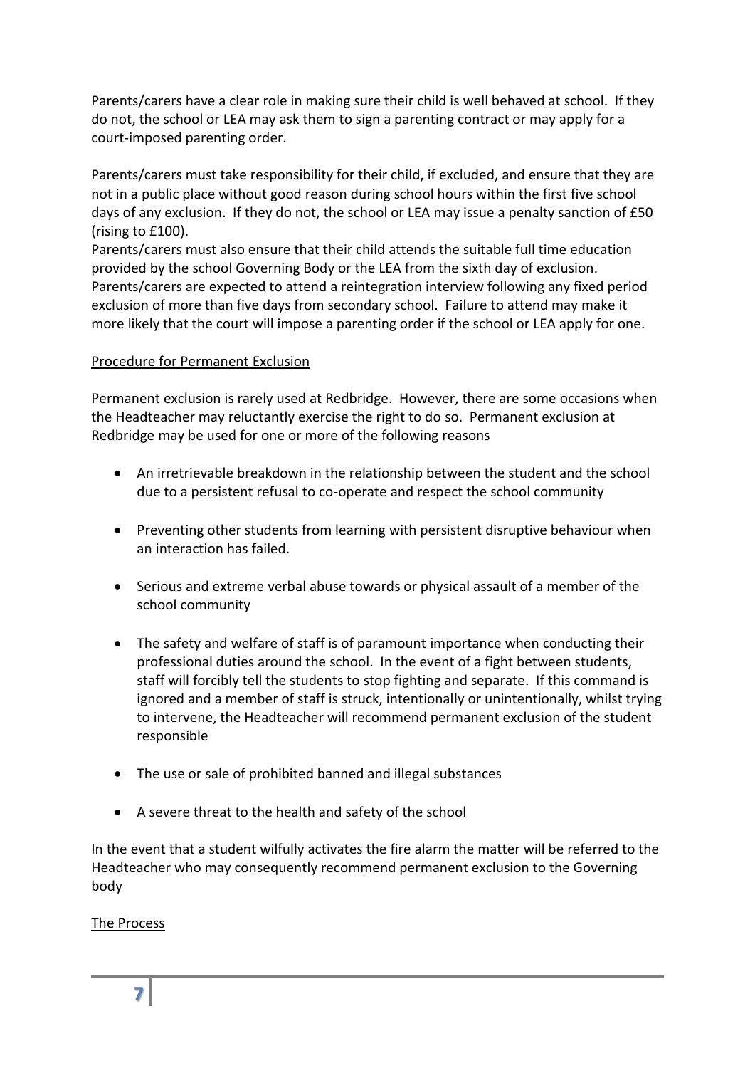Parents/carers have a clear role in making sure their child is well behaved at school. If they do not, the school or LEA may ask them to sign a parenting contract or may apply for a court-imposed parenting order.

Parents/carers must take responsibility for their child, if excluded, and ensure that they are not in a public place without good reason during school hours within the first five school days of any exclusion. If they do not, the school or LEA may issue a penalty sanction of £50 (rising to £100).
Parents/carers must also ensure that their child attends the suitable full time education provided by the school Governing Body or the LEA from the sixth day of exclusion.
Parents/carers are expected to attend a reintegration interview following any fixed period exclusion of more than five days from secondary school. Failure to attend may make it more likely that the court will impose a parenting order if the school or LEA apply for one.

Procedure for Permanent Exclusion

Permanent exclusion is rarely used at Redbridge. However, there are some occasions when the Headteacher may reluctantly exercise the right to do so. Permanent exclusion at Redbridge may be used for one or more of the following reasons

- An irretrievable breakdown in the relationship between the student and the school due to a persistent refusal to co-operate and respect the school community
- Preventing other students from learning with persistent disruptive behaviour when an interaction has failed.
- Serious and extreme verbal abuse towards or physical assault of a member of the school community
- The safety and welfare of staff is of paramount importance when conducting their professional duties around the school. In the event of a fight between students, staff will forcibly tell the students to stop fighting and separate. If this command is ignored and a member of staff is struck, intentionally or unintentionally, whilst trying to intervene, the Headteacher will recommend permanent exclusion of the student responsible
- The use or sale of prohibited banned and illegal substances
- A severe threat to the health and safety of the school

In the event that a student wilfully activates the fire alarm the matter will be referred to the Headteacher who may consequently recommend permanent exclusion to the Governing body

The Process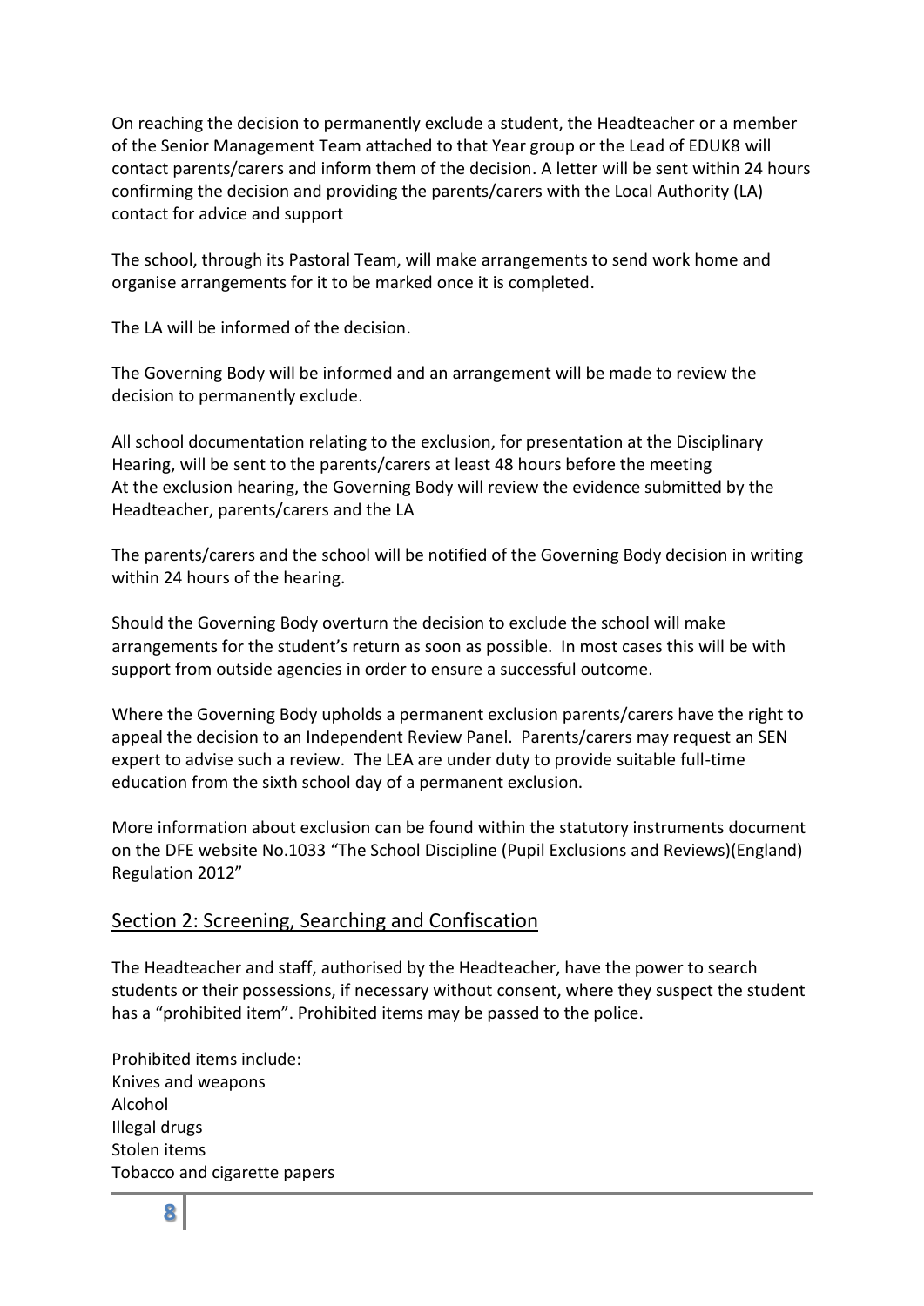On reaching the decision to permanently exclude a student, the Headteacher or a member of the Senior Management Team attached to that Year group or the Lead of EDUK8 will contact parents/carers and inform them of the decision. A letter will be sent within 24 hours confirming the decision and providing the parents/carers with the Local Authority (LA) contact for advice and support

The school, through its Pastoral Team, will make arrangements to send work home and organise arrangements for it to be marked once it is completed.

The LA will be informed of the decision.

The Governing Body will be informed and an arrangement will be made to review the decision to permanently exclude.

All school documentation relating to the exclusion, for presentation at the Disciplinary Hearing, will be sent to the parents/carers at least 48 hours before the meeting
At the exclusion hearing, the Governing Body will review the evidence submitted by the Headteacher, parents/carers and the LA

The parents/carers and the school will be notified of the Governing Body decision in writing within 24 hours of the hearing.

Should the Governing Body overturn the decision to exclude the school will make arrangements for the student's return as soon as possible. In most cases this will be with support from outside agencies in order to ensure a successful outcome.

Where the Governing Body upholds a permanent exclusion parents/carers have the right to appeal the decision to an Independent Review Panel. Parents/carers may request an SEN expert to advise such a review. The LEA are under duty to provide suitable full-time education from the sixth school day of a permanent exclusion.

More information about exclusion can be found within the statutory instruments document on the DFE website No.1033 "The School Discipline (Pupil Exclusions and Reviews)(England) Regulation 2012"

## Section 2: Screening, Searching and Confiscation

The Headteacher and staff, authorised by the Headteacher, have the power to search students or their possessions, if necessary without consent, where they suspect the student has a "prohibited item". Prohibited items may be passed to the police.

Prohibited items include:
Knives and weapons
Alcohol
Illegal drugs
Stolen items
Tobacco and cigarette papers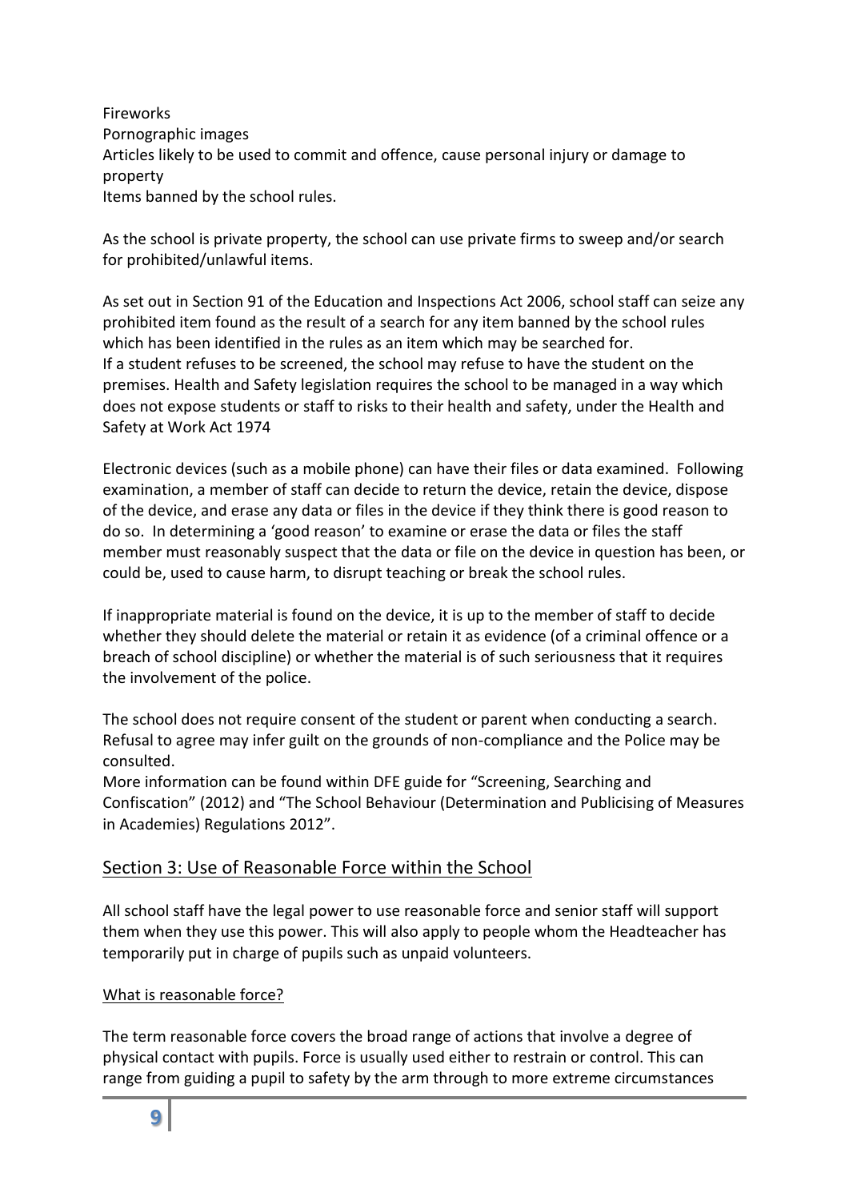Fireworks
Pornographic images
Articles likely to be used to commit and offence, cause personal injury or damage to property
Items banned by the school rules.

As the school is private property, the school can use private firms to sweep and/or search for prohibited/unlawful items.

As set out in Section 91 of the Education and Inspections Act 2006, school staff can seize any prohibited item found as the result of a search for any item banned by the school rules which has been identified in the rules as an item which may be searched for.
If a student refuses to be screened, the school may refuse to have the student on the premises. Health and Safety legislation requires the school to be managed in a way which does not expose students or staff to risks to their health and safety, under the Health and Safety at Work Act 1974

Electronic devices (such as a mobile phone) can have their files or data examined. Following examination, a member of staff can decide to return the device, retain the device, dispose of the device, and erase any data or files in the device if they think there is good reason to do so. In determining a 'good reason' to examine or erase the data or files the staff member must reasonably suspect that the data or file on the device in question has been, or could be, used to cause harm, to disrupt teaching or break the school rules.

If inappropriate material is found on the device, it is up to the member of staff to decide whether they should delete the material or retain it as evidence (of a criminal offence or a breach of school discipline) or whether the material is of such seriousness that it requires the involvement of the police.

The school does not require consent of the student or parent when conducting a search. Refusal to agree may infer guilt on the grounds of non-compliance and the Police may be consulted.
More information can be found within DFE guide for "Screening, Searching and Confiscation" (2012) and "The School Behaviour (Determination and Publicising of Measures in Academies) Regulations 2012".

## Section 3: Use of Reasonable Force within the School

All school staff have the legal power to use reasonable force and senior staff will support them when they use this power. This will also apply to people whom the Headteacher has temporarily put in charge of pupils such as unpaid volunteers.

### What is reasonable force?

The term reasonable force covers the broad range of actions that involve a degree of physical contact with pupils. Force is usually used either to restrain or control. This can range from guiding a pupil to safety by the arm through to more extreme circumstances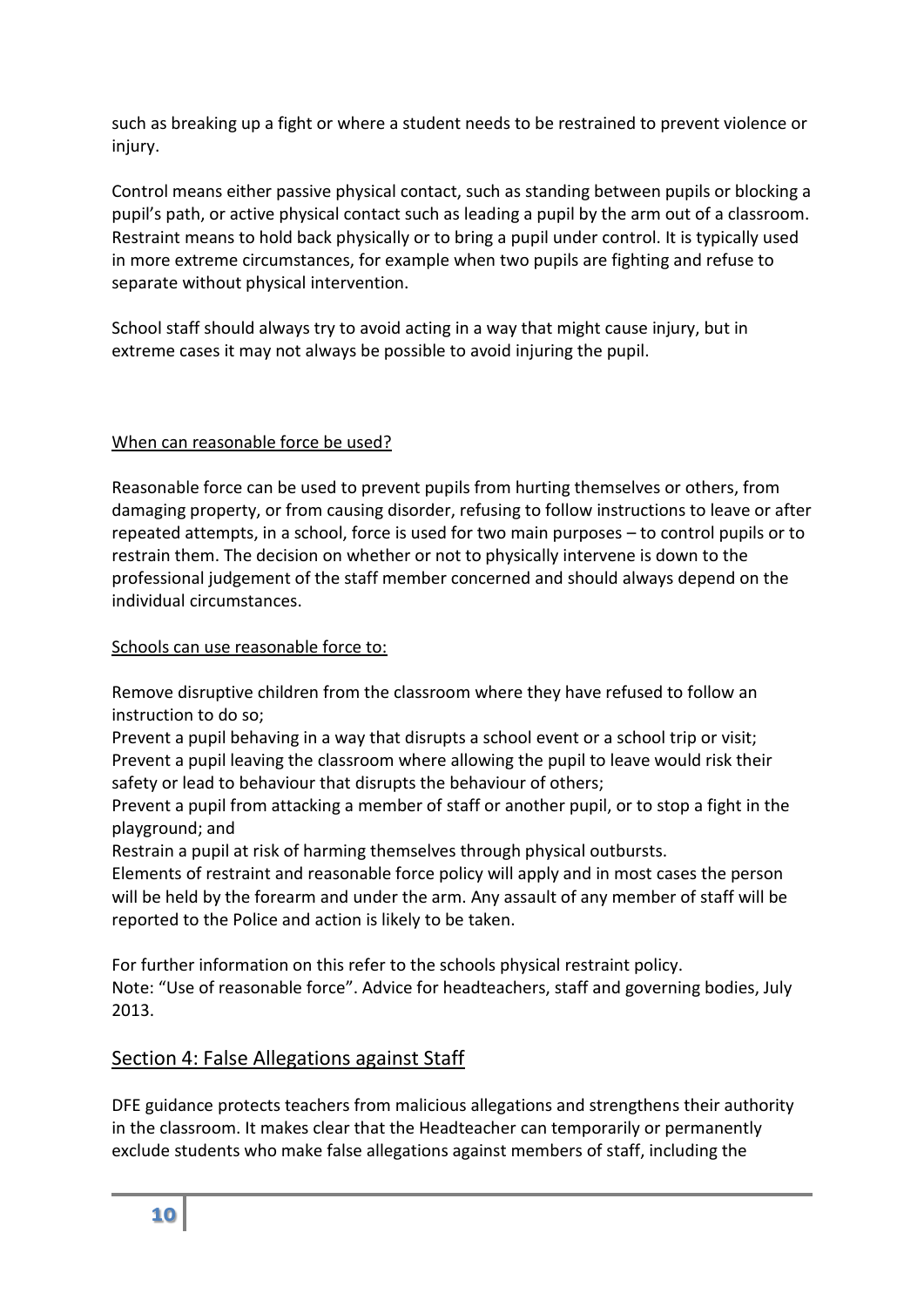such as breaking up a fight or where a student needs to be restrained to prevent violence or injury.

Control means either passive physical contact, such as standing between pupils or blocking a pupil's path, or active physical contact such as leading a pupil by the arm out of a classroom. Restraint means to hold back physically or to bring a pupil under control. It is typically used in more extreme circumstances, for example when two pupils are fighting and refuse to separate without physical intervention.

School staff should always try to avoid acting in a way that might cause injury, but in extreme cases it may not always be possible to avoid injuring the pupil.

When can reasonable force be used?

Reasonable force can be used to prevent pupils from hurting themselves or others, from damaging property, or from causing disorder, refusing to follow instructions to leave or after repeated attempts, in a school, force is used for two main purposes – to control pupils or to restrain them. The decision on whether or not to physically intervene is down to the professional judgement of the staff member concerned and should always depend on the individual circumstances.

Schools can use reasonable force to:

Remove disruptive children from the classroom where they have refused to follow an instruction to do so;  
Prevent a pupil behaving in a way that disrupts a school event or a school trip or visit;  
Prevent a pupil leaving the classroom where allowing the pupil to leave would risk their safety or lead to behaviour that disrupts the behaviour of others;  
Prevent a pupil from attacking a member of staff or another pupil, or to stop a fight in the playground; and  
Restrain a pupil at risk of harming themselves through physical outbursts.  
Elements of restraint and reasonable force policy will apply and in most cases the person will be held by the forearm and under the arm. Any assault of any member of staff will be reported to the Police and action is likely to be taken.

For further information on this refer to the schools physical restraint policy.  
Note: "Use of reasonable force". Advice for headteachers, staff and governing bodies, July 2013.

## Section 4: False Allegations against Staff

DFE guidance protects teachers from malicious allegations and strengthens their authority in the classroom. It makes clear that the Headteacher can temporarily or permanently exclude students who make false allegations against members of staff, including the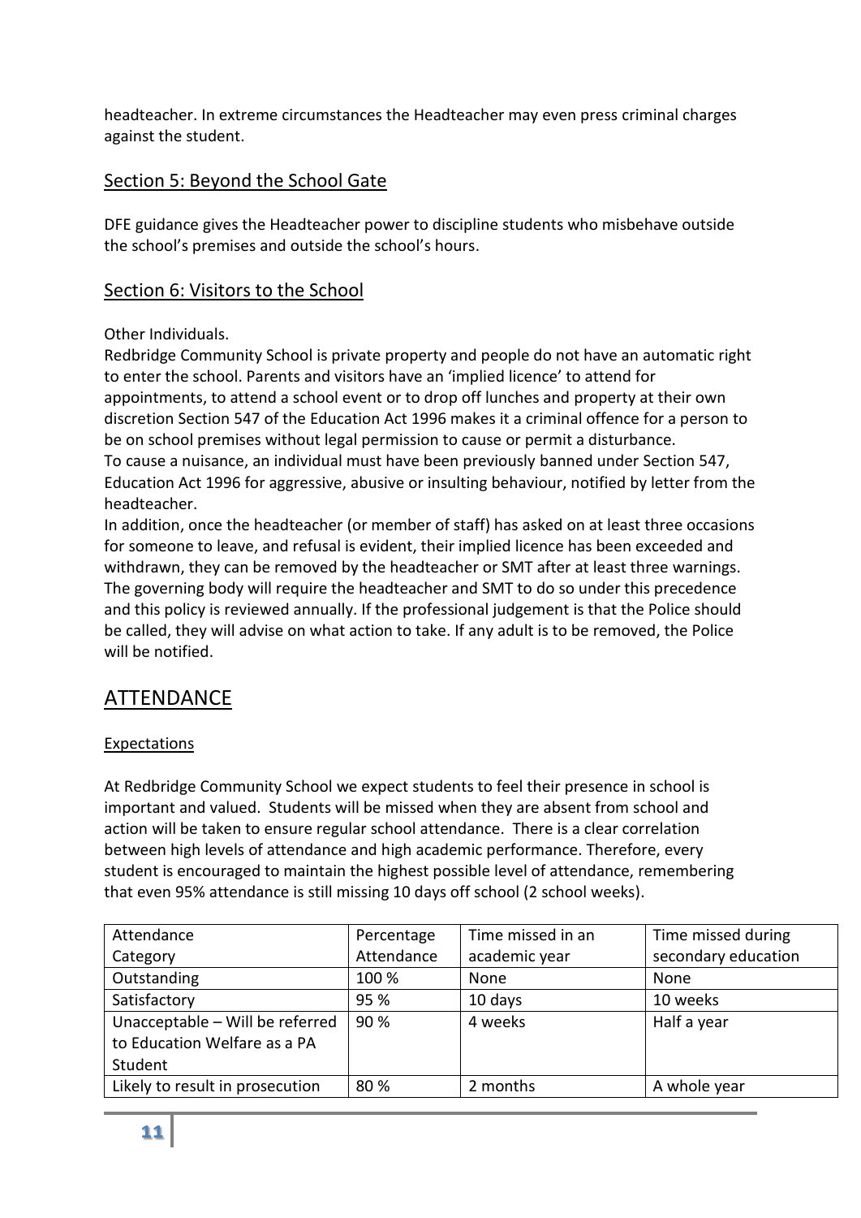headteacher. In extreme circumstances the Headteacher may even press criminal charges against the student.

## Section 5: Beyond the School Gate

DFE guidance gives the Headteacher power to discipline students who misbehave outside the school's premises and outside the school's hours.

## Section 6: Visitors to the School

Other Individuals.

Redbridge Community School is private property and people do not have an automatic right to enter the school. Parents and visitors have an 'implied licence' to attend for appointments, to attend a school event or to drop off lunches and property at their own discretion Section 547 of the Education Act 1996 makes it a criminal offence for a person to be on school premises without legal permission to cause or permit a disturbance.

To cause a nuisance, an individual must have been previously banned under Section 547, Education Act 1996 for aggressive, abusive or insulting behaviour, notified by letter from the headteacher.

In addition, once the headteacher (or member of staff) has asked on at least three occasions for someone to leave, and refusal is evident, their implied licence has been exceeded and withdrawn, they can be removed by the headteacher or SMT after at least three warnings. The governing body will require the headteacher and SMT to do so under this precedence and this policy is reviewed annually. If the professional judgement is that the Police should be called, they will advise on what action to take. If any adult is to be removed, the Police will be notified.

# ATTENDANCE

Expectations

At Redbridge Community School we expect students to feel their presence in school is important and valued. Students will be missed when they are absent from school and action will be taken to ensure regular school attendance. There is a clear correlation between high levels of attendance and high academic performance. Therefore, every student is encouraged to maintain the highest possible level of attendance, remembering that even 95% attendance is still missing 10 days off school (2 school weeks).

| Attendance Category | Percentage Attendance | Time missed in an academic year | Time missed during secondary education |
|---|---|---|---|
| Outstanding | 100 % | None | None |
| Satisfactory | 95 % | 10 days | 10 weeks |
| Unacceptable – Will be referred to Education Welfare as a PA Student | 90 % | 4 weeks | Half a year |
| Likely to result in prosecution | 80 % | 2 months | A whole year |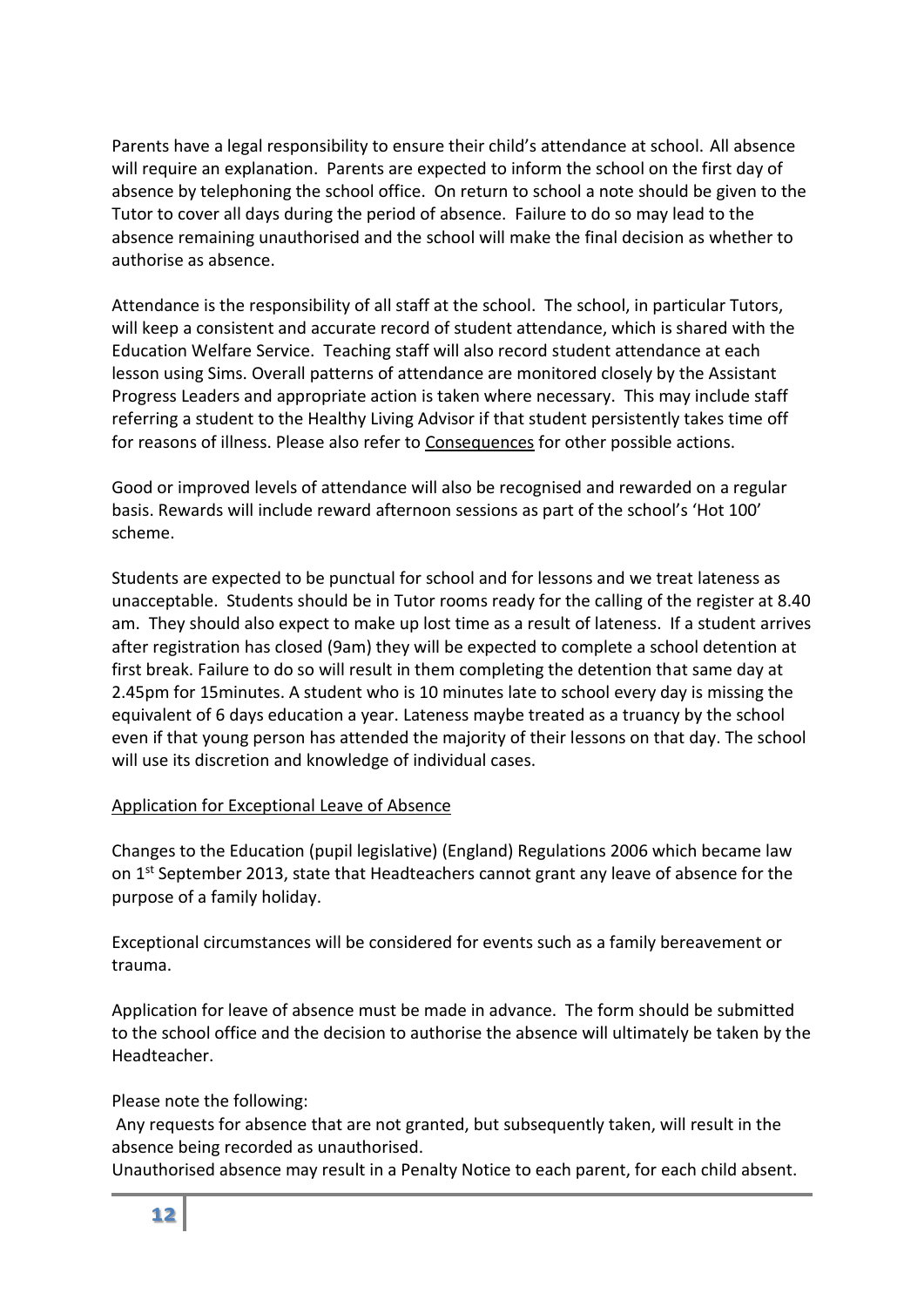Parents have a legal responsibility to ensure their child's attendance at school. All absence will require an explanation. Parents are expected to inform the school on the first day of absence by telephoning the school office. On return to school a note should be given to the Tutor to cover all days during the period of absence. Failure to do so may lead to the absence remaining unauthorised and the school will make the final decision as whether to authorise as absence.

Attendance is the responsibility of all staff at the school. The school, in particular Tutors, will keep a consistent and accurate record of student attendance, which is shared with the Education Welfare Service. Teaching staff will also record student attendance at each lesson using Sims. Overall patterns of attendance are monitored closely by the Assistant Progress Leaders and appropriate action is taken where necessary. This may include staff referring a student to the Healthy Living Advisor if that student persistently takes time off for reasons of illness. Please also refer to Consequences for other possible actions.

Good or improved levels of attendance will also be recognised and rewarded on a regular basis. Rewards will include reward afternoon sessions as part of the school's 'Hot 100' scheme.

Students are expected to be punctual for school and for lessons and we treat lateness as unacceptable. Students should be in Tutor rooms ready for the calling of the register at 8.40 am. They should also expect to make up lost time as a result of lateness. If a student arrives after registration has closed (9am) they will be expected to complete a school detention at first break. Failure to do so will result in them completing the detention that same day at 2.45pm for 15minutes. A student who is 10 minutes late to school every day is missing the equivalent of 6 days education a year. Lateness maybe treated as a truancy by the school even if that young person has attended the majority of their lessons on that day. The school will use its discretion and knowledge of individual cases.

## Application for Exceptional Leave of Absence

Changes to the Education (pupil legislative) (England) Regulations 2006 which became law on 1st September 2013, state that Headteachers cannot grant any leave of absence for the purpose of a family holiday.

Exceptional circumstances will be considered for events such as a family bereavement or trauma.

Application for leave of absence must be made in advance. The form should be submitted to the school office and the decision to authorise the absence will ultimately be taken by the Headteacher.

Please note the following:

Any requests for absence that are not granted, but subsequently taken, will result in the absence being recorded as unauthorised.

Unauthorised absence may result in a Penalty Notice to each parent, for each child absent.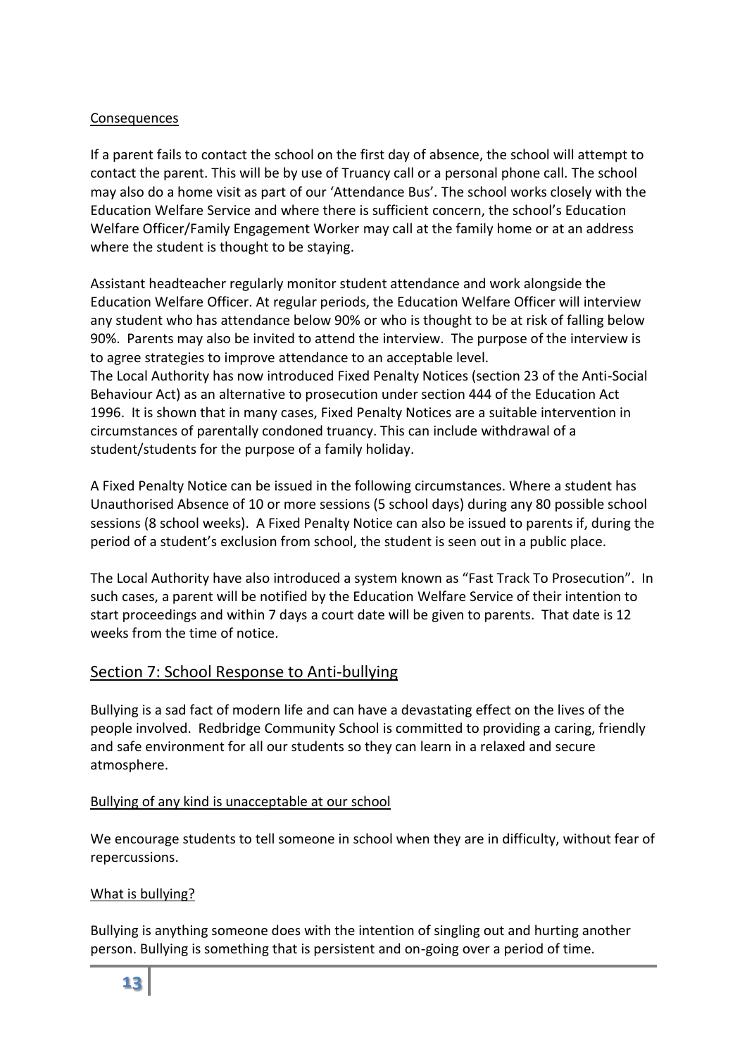Consequences

If a parent fails to contact the school on the first day of absence, the school will attempt to contact the parent. This will be by use of Truancy call or a personal phone call. The school may also do a home visit as part of our 'Attendance Bus'. The school works closely with the Education Welfare Service and where there is sufficient concern, the school's Education Welfare Officer/Family Engagement Worker may call at the family home or at an address where the student is thought to be staying.

Assistant headteacher regularly monitor student attendance and work alongside the Education Welfare Officer. At regular periods, the Education Welfare Officer will interview any student who has attendance below 90% or who is thought to be at risk of falling below 90%. Parents may also be invited to attend the interview. The purpose of the interview is to agree strategies to improve attendance to an acceptable level.
The Local Authority has now introduced Fixed Penalty Notices (section 23 of the Anti-Social Behaviour Act) as an alternative to prosecution under section 444 of the Education Act 1996. It is shown that in many cases, Fixed Penalty Notices are a suitable intervention in circumstances of parentally condoned truancy. This can include withdrawal of a student/students for the purpose of a family holiday.

A Fixed Penalty Notice can be issued in the following circumstances. Where a student has Unauthorised Absence of 10 or more sessions (5 school days) during any 80 possible school sessions (8 school weeks). A Fixed Penalty Notice can also be issued to parents if, during the period of a student's exclusion from school, the student is seen out in a public place.

The Local Authority have also introduced a system known as "Fast Track To Prosecution". In such cases, a parent will be notified by the Education Welfare Service of their intention to start proceedings and within 7 days a court date will be given to parents. That date is 12 weeks from the time of notice.

## Section 7: School Response to Anti-bullying

Bullying is a sad fact of modern life and can have a devastating effect on the lives of the people involved. Redbridge Community School is committed to providing a caring, friendly and safe environment for all our students so they can learn in a relaxed and secure atmosphere.

Bullying of any kind is unacceptable at our school

We encourage students to tell someone in school when they are in difficulty, without fear of repercussions.

What is bullying?

Bullying is anything someone does with the intention of singling out and hurting another person. Bullying is something that is persistent and on-going over a period of time.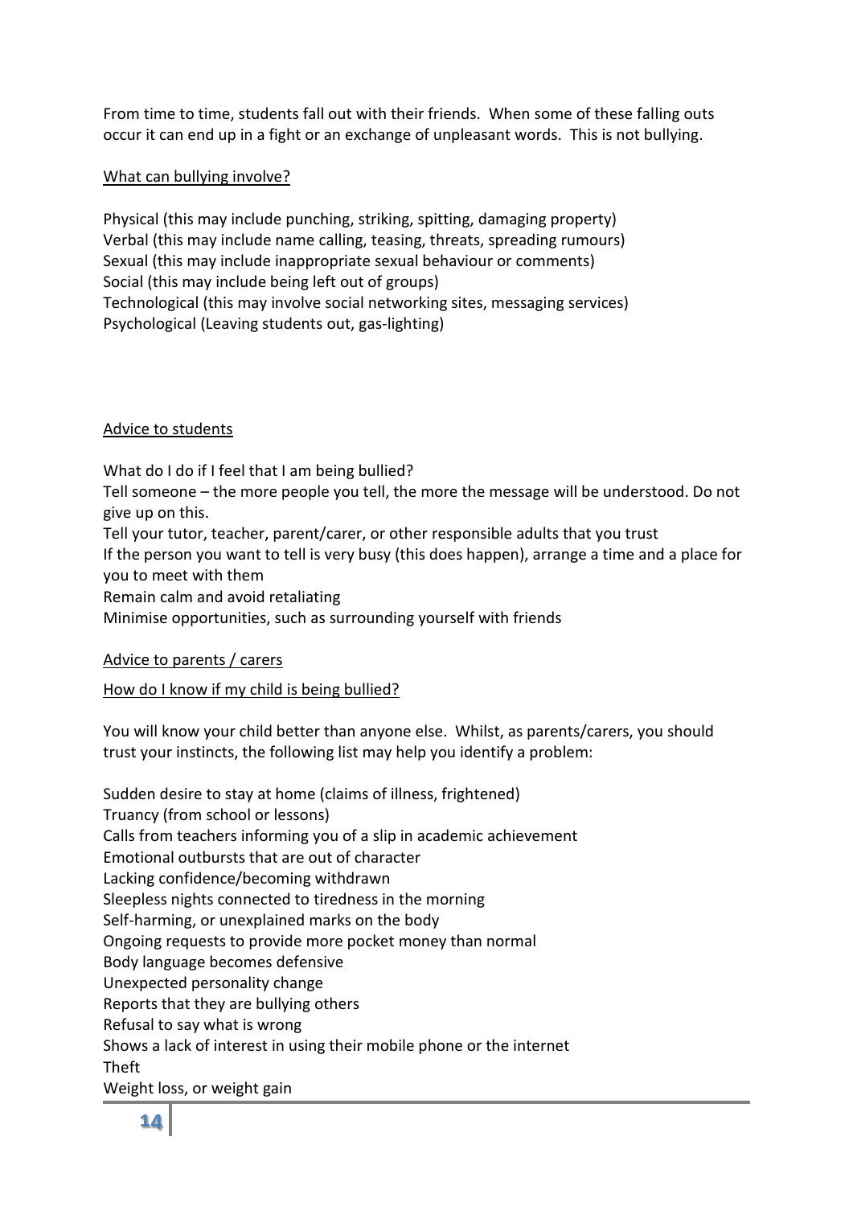From time to time, students fall out with their friends. When some of these falling outs occur it can end up in a fight or an exchange of unpleasant words. This is not bullying.

<u>What can bullying involve?</u>

Physical (this may include punching, striking, spitting, damaging property)
Verbal (this may include name calling, teasing, threats, spreading rumours)
Sexual (this may include inappropriate sexual behaviour or comments)
Social (this may include being left out of groups)
Technological (this may involve social networking sites, messaging services)
Psychological (Leaving students out, gas-lighting)

<u>Advice to students</u>

What do I do if I feel that I am being bullied?
Tell someone – the more people you tell, the more the message will be understood. Do not give up on this.
Tell your tutor, teacher, parent/carer, or other responsible adults that you trust
If the person you want to tell is very busy (this does happen), arrange a time and a place for you to meet with them
Remain calm and avoid retaliating
Minimise opportunities, such as surrounding yourself with friends

<u>Advice to parents / carers</u>

<u>How do I know if my child is being bullied?</u>

You will know your child better than anyone else. Whilst, as parents/carers, you should trust your instincts, the following list may help you identify a problem:

Sudden desire to stay at home (claims of illness, frightened)
Truancy (from school or lessons)
Calls from teachers informing you of a slip in academic achievement
Emotional outbursts that are out of character
Lacking confidence/becoming withdrawn
Sleepless nights connected to tiredness in the morning
Self-harming, or unexplained marks on the body
Ongoing requests to provide more pocket money than normal
Body language becomes defensive
Unexpected personality change
Reports that they are bullying others
Refusal to say what is wrong
Shows a lack of interest in using their mobile phone or the internet
Theft
Weight loss, or weight gain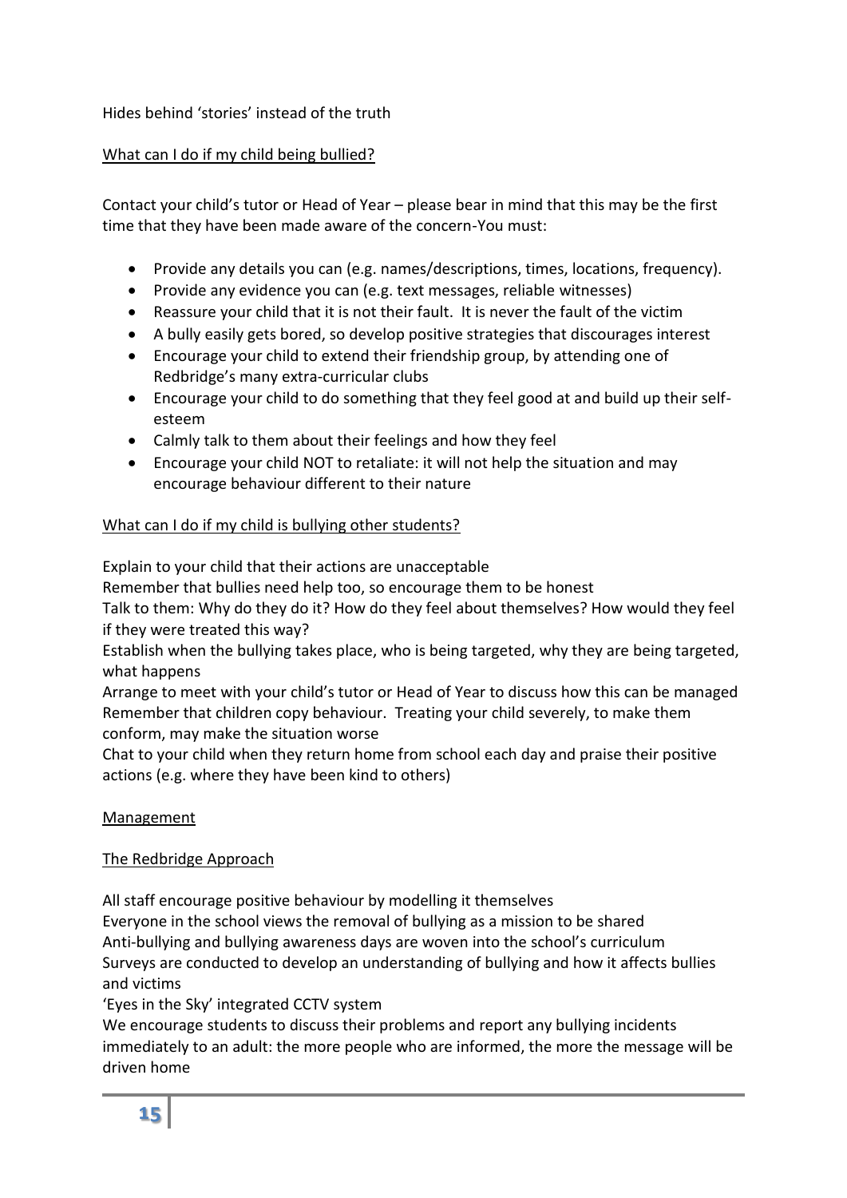Hides behind 'stories' instead of the truth

## What can I do if my child being bullied?

Contact your child's tutor or Head of Year – please bear in mind that this may be the first time that they have been made aware of the concern-You must:

- Provide any details you can (e.g. names/descriptions, times, locations, frequency).
- Provide any evidence you can (e.g. text messages, reliable witnesses)
- Reassure your child that it is not their fault. It is never the fault of the victim
- A bully easily gets bored, so develop positive strategies that discourages interest
- Encourage your child to extend their friendship group, by attending one of Redbridge's many extra-curricular clubs
- Encourage your child to do something that they feel good at and build up their self-esteem
- Calmly talk to them about their feelings and how they feel
- Encourage your child NOT to retaliate: it will not help the situation and may encourage behaviour different to their nature

## What can I do if my child is bullying other students?

Explain to your child that their actions are unacceptable

Remember that bullies need help too, so encourage them to be honest

Talk to them: Why do they do it? How do they feel about themselves? How would they feel if they were treated this way?

Establish when the bullying takes place, who is being targeted, why they are being targeted, what happens

Arrange to meet with your child's tutor or Head of Year to discuss how this can be managed

Remember that children copy behaviour. Treating your child severely, to make them conform, may make the situation worse

Chat to your child when they return home from school each day and praise their positive actions (e.g. where they have been kind to others)

## Management

## The Redbridge Approach

All staff encourage positive behaviour by modelling it themselves

Everyone in the school views the removal of bullying as a mission to be shared

Anti-bullying and bullying awareness days are woven into the school's curriculum

Surveys are conducted to develop an understanding of bullying and how it affects bullies and victims

'Eyes in the Sky' integrated CCTV system

We encourage students to discuss their problems and report any bullying incidents immediately to an adult: the more people who are informed, the more the message will be driven home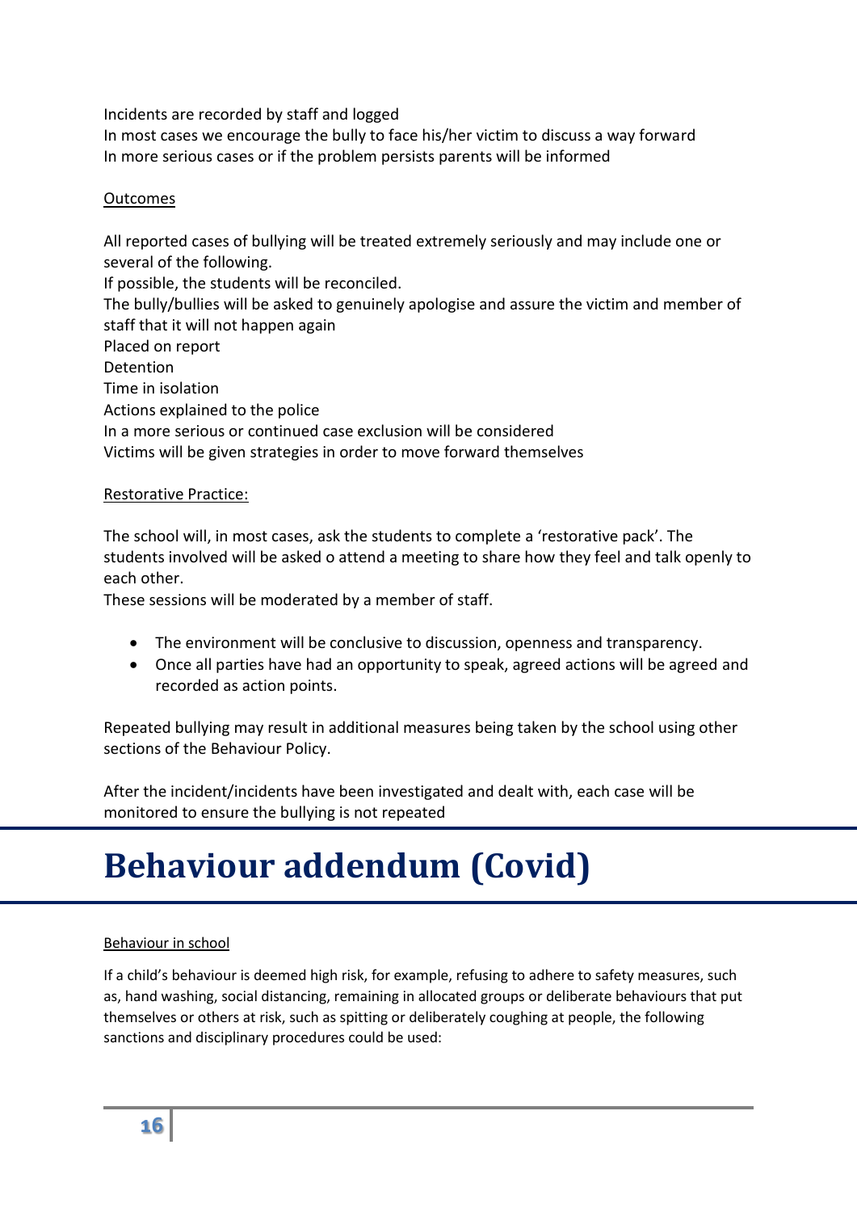Incidents are recorded by staff and logged
In most cases we encourage the bully to face his/her victim to discuss a way forward
In more serious cases or if the problem persists parents will be informed

Outcomes

All reported cases of bullying will be treated extremely seriously and may include one or several of the following.
If possible, the students will be reconciled.
The bully/bullies will be asked to genuinely apologise and assure the victim and member of staff that it will not happen again
Placed on report
Detention
Time in isolation
Actions explained to the police
In a more serious or continued case exclusion will be considered
Victims will be given strategies in order to move forward themselves

Restorative Practice:

The school will, in most cases, ask the students to complete a 'restorative pack'. The students involved will be asked o attend a meeting to share how they feel and talk openly to each other.
These sessions will be moderated by a member of staff.

- The environment will be conclusive to discussion, openness and transparency.
- Once all parties have had an opportunity to speak, agreed actions will be agreed and recorded as action points.

Repeated bullying may result in additional measures being taken by the school using other sections of the Behaviour Policy.

After the incident/incidents have been investigated and dealt with, each case will be monitored to ensure the bullying is not repeated

# Behaviour addendum (Covid)

Behaviour in school

If a child's behaviour is deemed high risk, for example, refusing to adhere to safety measures, such as, hand washing, social distancing, remaining in allocated groups or deliberate behaviours that put themselves or others at risk, such as spitting or deliberately coughing at people, the following sanctions and disciplinary procedures could be used: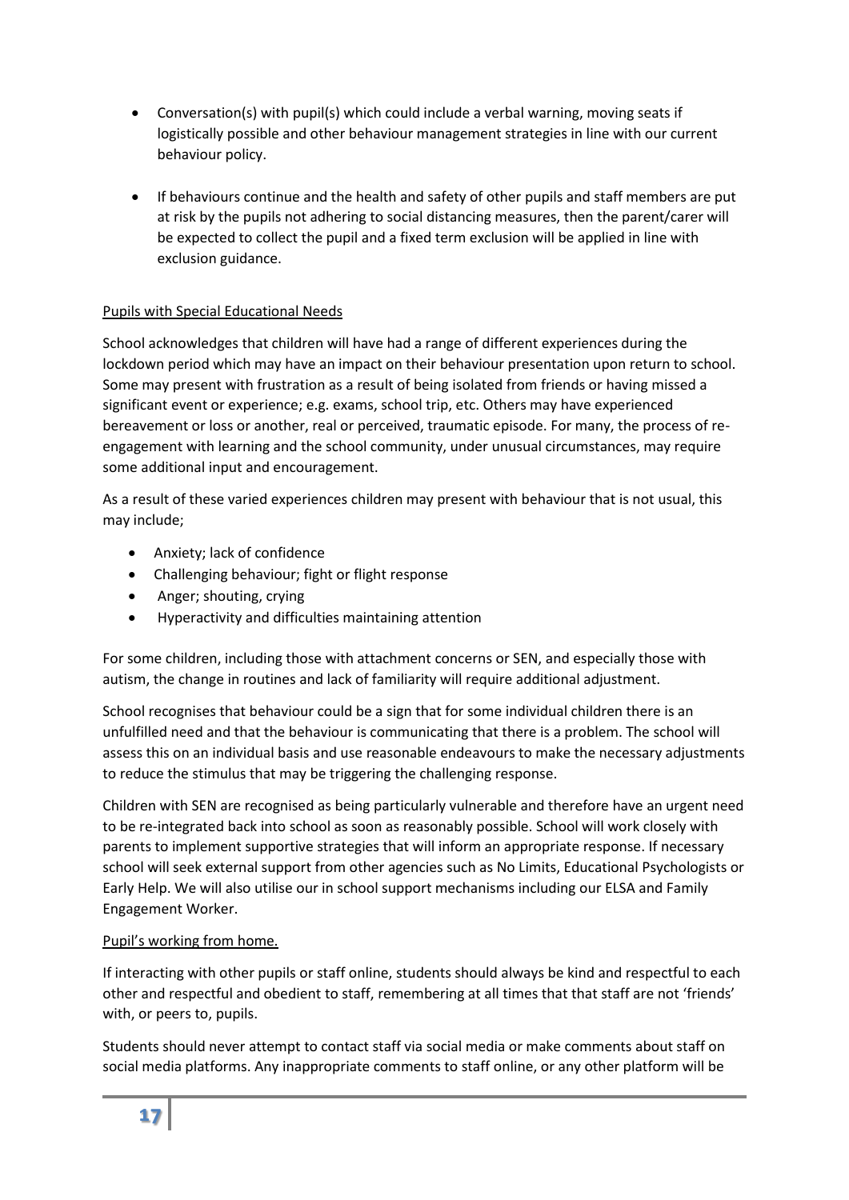- Conversation(s) with pupil(s) which could include a verbal warning, moving seats if logistically possible and other behaviour management strategies in line with our current behaviour policy.
- If behaviours continue and the health and safety of other pupils and staff members are put at risk by the pupils not adhering to social distancing measures, then the parent/carer will be expected to collect the pupil and a fixed term exclusion will be applied in line with exclusion guidance.

Pupils with Special Educational Needs

School acknowledges that children will have had a range of different experiences during the lockdown period which may have an impact on their behaviour presentation upon return to school. Some may present with frustration as a result of being isolated from friends or having missed a significant event or experience; e.g. exams, school trip, etc. Others may have experienced bereavement or loss or another, real or perceived, traumatic episode. For many, the process of re-engagement with learning and the school community, under unusual circumstances, may require some additional input and encouragement.

As a result of these varied experiences children may present with behaviour that is not usual, this may include;

- Anxiety; lack of confidence
- Challenging behaviour; fight or flight response
- Anger; shouting, crying
- Hyperactivity and difficulties maintaining attention

For some children, including those with attachment concerns or SEN, and especially those with autism, the change in routines and lack of familiarity will require additional adjustment.

School recognises that behaviour could be a sign that for some individual children there is an unfulfilled need and that the behaviour is communicating that there is a problem. The school will assess this on an individual basis and use reasonable endeavours to make the necessary adjustments to reduce the stimulus that may be triggering the challenging response.

Children with SEN are recognised as being particularly vulnerable and therefore have an urgent need to be re-integrated back into school as soon as reasonably possible. School will work closely with parents to implement supportive strategies that will inform an appropriate response. If necessary school will seek external support from other agencies such as No Limits, Educational Psychologists or Early Help. We will also utilise our in school support mechanisms including our ELSA and Family Engagement Worker.

Pupil's working from home.

If interacting with other pupils or staff online, students should always be kind and respectful to each other and respectful and obedient to staff, remembering at all times that that staff are not 'friends' with, or peers to, pupils.

Students should never attempt to contact staff via social media or make comments about staff on social media platforms. Any inappropriate comments to staff online, or any other platform will be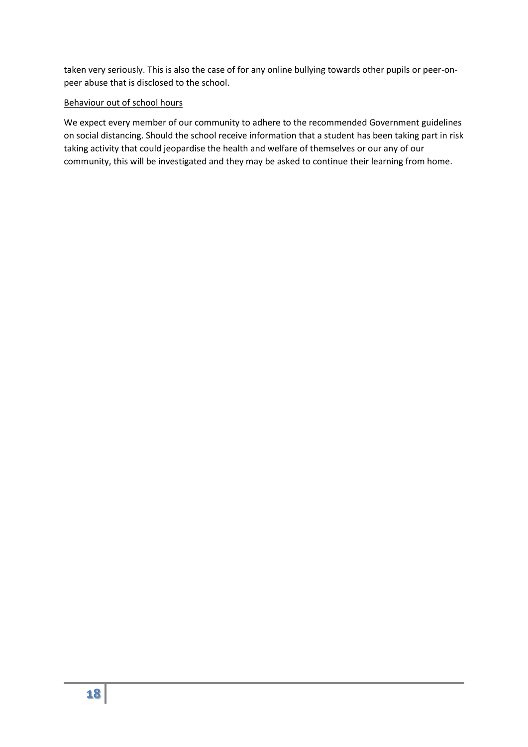taken very seriously. This is also the case of for any online bullying towards other pupils or peer-on-peer abuse that is disclosed to the school.

<u>Behaviour out of school hours</u>

We expect every member of our community to adhere to the recommended Government guidelines on social distancing. Should the school receive information that a student has been taking part in risk taking activity that could jeopardise the health and welfare of themselves or our any of our community, this will be investigated and they may be asked to continue their learning from home.